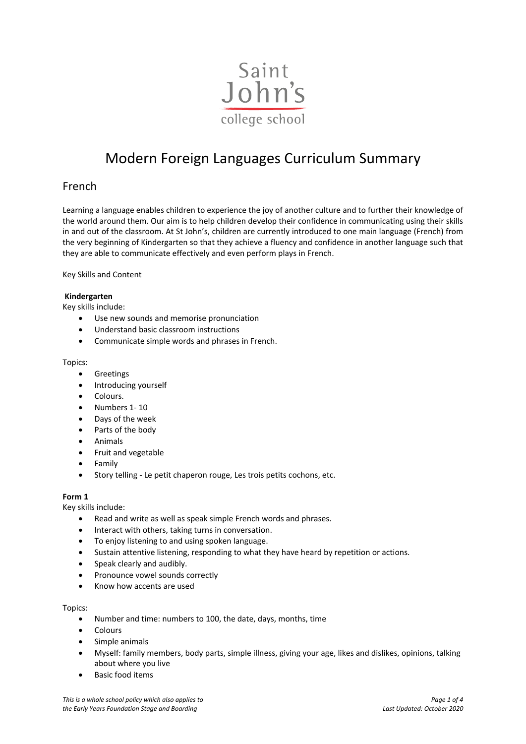Saint John's college school

# Modern Foreign Languages Curriculum Summary

## French

Learning a language enables children to experience the joy of another culture and to further their knowledge of the world around them. Our aim is to help children develop their confidence in communicating using their skills in and out of the classroom. At St John's, children are currently introduced to one main language (French) from the very beginning of Kindergarten so that they achieve a fluency and confidence in another language such that they are able to communicate effectively and even perform plays in French.

Key Skills and Content

**Kindergarten**

Key skills include:

- Use new sounds and memorise pronunciation
- Understand basic classroom instructions
- Communicate simple words and phrases in French.

Topics:

- Greetings
- Introducing yourself
- Colours.
- Numbers 1- 10
- Days of the week
- Parts of the body
- Animals
- Fruit and vegetable
- Family
- Story telling - Le petit chaperon rouge, Les trois petits cochons, etc.

**Form 1**

Key skills include:

- Read and write as well as speak simple French words and phrases.
- Interact with others, taking turns in conversation.
- To enjoy listening to and using spoken language.
- Sustain attentive listening, responding to what they have heard by repetition or actions.
- Speak clearly and audibly.
- Pronounce vowel sounds correctly
- Know how accents are used

Topics:

- Number and time: numbers to 100, the date, days, months, time
- Colours
- Simple animals
- Myself: family members, body parts, simple illness, giving your age, likes and dislikes, opinions, talking about where you live
- Basic food items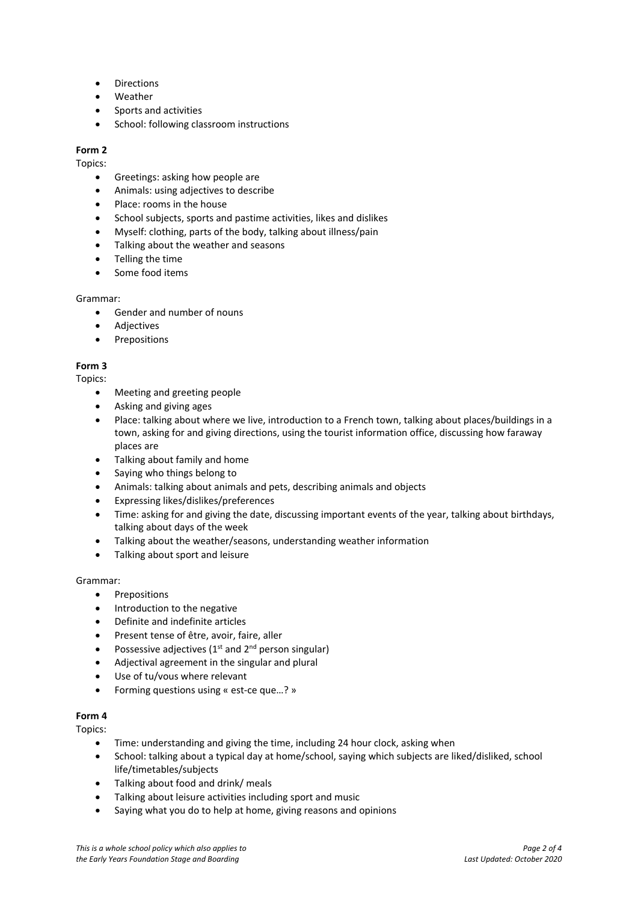- Directions
- Weather
- Sports and activities
- School: following classroom instructions

**Form 2**

Topics:

- Greetings: asking how people are
- Animals: using adjectives to describe
- Place: rooms in the house
- School subjects, sports and pastime activities, likes and dislikes
- Myself: clothing, parts of the body, talking about illness/pain
- Talking about the weather and seasons
- Telling the time
- Some food items

Grammar:

- Gender and number of nouns
- Adjectives
- Prepositions

**Form 3**

Topics:

- Meeting and greeting people
- Asking and giving ages
- Place: talking about where we live, introduction to a French town, talking about places/buildings in a town, asking for and giving directions, using the tourist information office, discussing how faraway places are
- Talking about family and home
- Saying who things belong to
- Animals: talking about animals and pets, describing animals and objects
- Expressing likes/dislikes/preferences
- Time: asking for and giving the date, discussing important events of the year, talking about birthdays, talking about days of the week
- Talking about the weather/seasons, understanding weather information
- Talking about sport and leisure

Grammar:

- Prepositions
- Introduction to the negative
- Definite and indefinite articles
- Present tense of être, avoir, faire, aller
- Possessive adjectives (1st and 2nd person singular)
- Adjectival agreement in the singular and plural
- Use of tu/vous where relevant
- Forming questions using « est-ce que…? »

**Form 4**

Topics:

- Time: understanding and giving the time, including 24 hour clock, asking when
- School: talking about a typical day at home/school, saying which subjects are liked/disliked, school life/timetables/subjects
- Talking about food and drink/ meals
- Talking about leisure activities including sport and music
- Saying what you do to help at home, giving reasons and opinions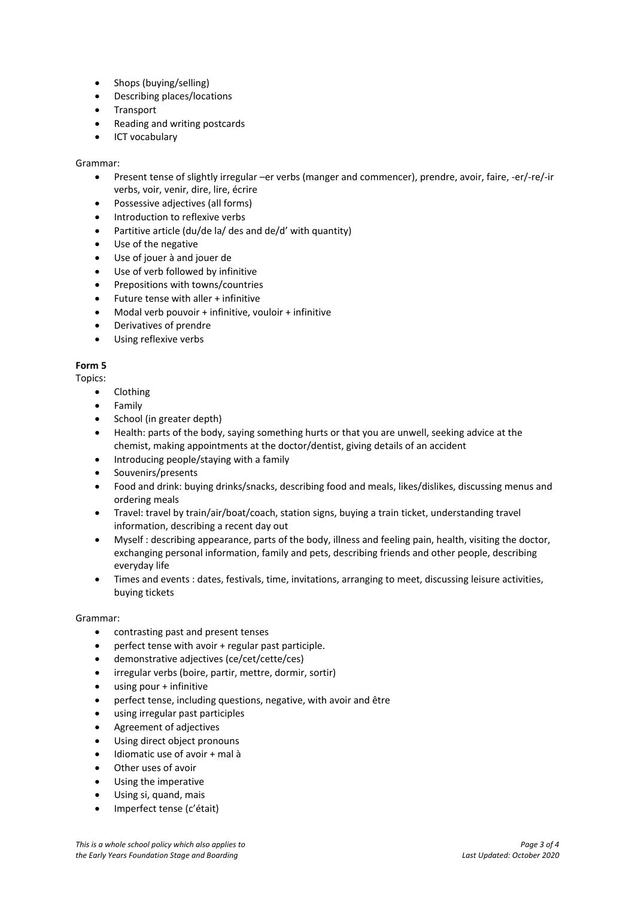- Shops (buying/selling)
- Describing places/locations
- Transport
- Reading and writing postcards
- ICT vocabulary

Grammar:

- Present tense of slightly irregular –er verbs (manger and commencer), prendre, avoir, faire, -er/-re/-ir verbs, voir, venir, dire, lire, écrire
- Possessive adjectives (all forms)
- Introduction to reflexive verbs
- Partitive article (du/de la/ des and de/d' with quantity)
- Use of the negative
- Use of jouer à and jouer de
- Use of verb followed by infinitive
- Prepositions with towns/countries
- Future tense with aller + infinitive
- Modal verb pouvoir + infinitive, vouloir + infinitive
- Derivatives of prendre
- Using reflexive verbs

**Form 5**

Topics:

- Clothing
- Family
- School (in greater depth)
- Health: parts of the body, saying something hurts or that you are unwell, seeking advice at the chemist, making appointments at the doctor/dentist, giving details of an accident
- Introducing people/staying with a family
- Souvenirs/presents
- Food and drink: buying drinks/snacks, describing food and meals, likes/dislikes, discussing menus and ordering meals
- Travel: travel by train/air/boat/coach, station signs, buying a train ticket, understanding travel information, describing a recent day out
- Myself : describing appearance, parts of the body, illness and feeling pain, health, visiting the doctor, exchanging personal information, family and pets, describing friends and other people, describing everyday life
- Times and events : dates, festivals, time, invitations, arranging to meet, discussing leisure activities, buying tickets

Grammar:

- contrasting past and present tenses
- perfect tense with avoir + regular past participle.
- demonstrative adjectives (ce/cet/cette/ces)
- irregular verbs (boire, partir, mettre, dormir, sortir)
- using pour + infinitive
- perfect tense, including questions, negative, with avoir and être
- using irregular past participles
- Agreement of adjectives
- Using direct object pronouns
- Idiomatic use of avoir + mal à
- Other uses of avoir
- Using the imperative
- Using si, quand, mais
- Imperfect tense (c'était)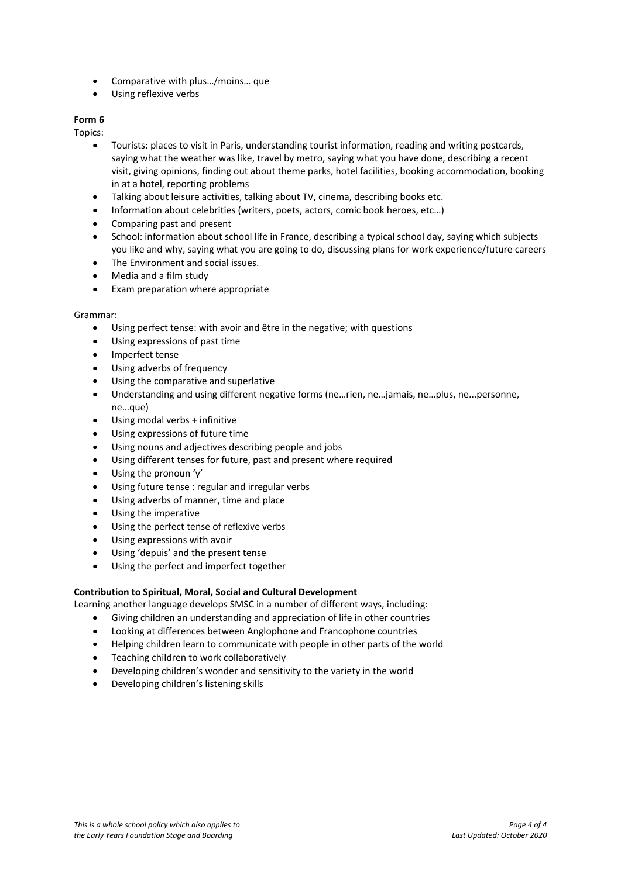- Comparative with plus…/moins… que
- Using reflexive verbs

**Form 6**

Topics:

- Tourists: places to visit in Paris, understanding tourist information, reading and writing postcards, saying what the weather was like, travel by metro, saying what you have done, describing a recent visit, giving opinions, finding out about theme parks, hotel facilities, booking accommodation, booking in at a hotel, reporting problems
- Talking about leisure activities, talking about TV, cinema, describing books etc.
- Information about celebrities (writers, poets, actors, comic book heroes, etc…)
- Comparing past and present
- School: information about school life in France, describing a typical school day, saying which subjects you like and why, saying what you are going to do, discussing plans for work experience/future careers
- The Environment and social issues.
- Media and a film study
- Exam preparation where appropriate

Grammar:

- Using perfect tense: with avoir and être in the negative; with questions
- Using expressions of past time
- Imperfect tense
- Using adverbs of frequency
- Using the comparative and superlative
- Understanding and using different negative forms (ne…rien, ne…jamais, ne…plus, ne...personne, ne…que)
- Using modal verbs + infinitive
- Using expressions of future time
- Using nouns and adjectives describing people and jobs
- Using different tenses for future, past and present where required
- Using the pronoun 'y'
- Using future tense : regular and irregular verbs
- Using adverbs of manner, time and place
- Using the imperative
- Using the perfect tense of reflexive verbs
- Using expressions with avoir
- Using 'depuis' and the present tense
- Using the perfect and imperfect together

**Contribution to Spiritual, Moral, Social and Cultural Development**

Learning another language develops SMSC in a number of different ways, including:

- Giving children an understanding and appreciation of life in other countries
- Looking at differences between Anglophone and Francophone countries
- Helping children learn to communicate with people in other parts of the world
- Teaching children to work collaboratively
- Developing children's wonder and sensitivity to the variety in the world
- Developing children's listening skills